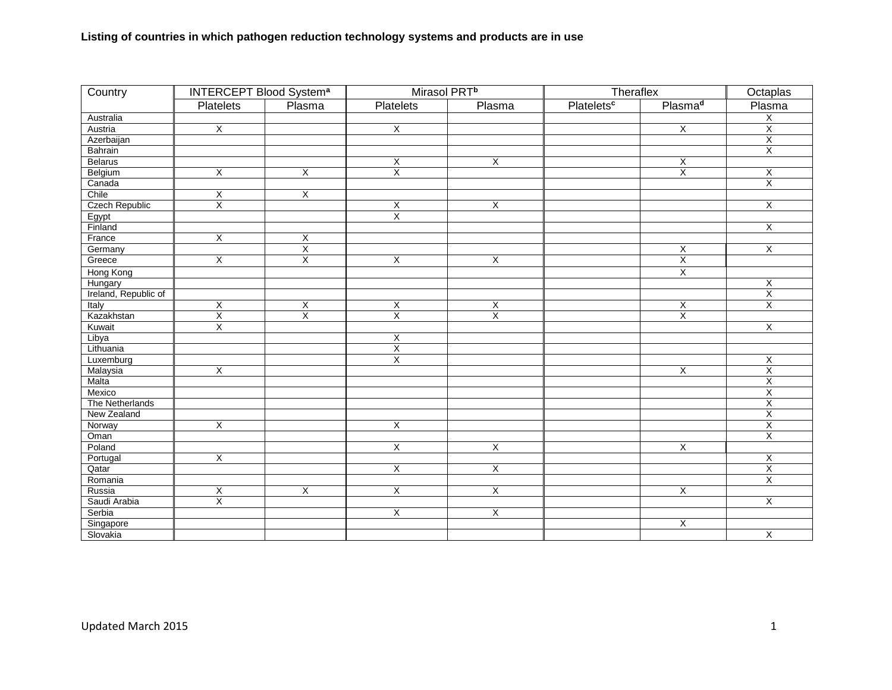**Listing of countries in which pathogen reduction technology systems and products are in use**

| Country | INTERCEPT Blood System[a] | | Mirasol PRT[b] | | Theraflex | | Octaplas |
|---|---|---|---|---|---|---|---|
| | Platelets | Plasma | Platelets | Plasma | Platelets[c] | Plasma[d] | Plasma |
| Australia | | | | | | | X |
| Austria | X | | X | | | X | X |
| Azerbaijan | | | | | | | X |
| Bahrain | | | | | | | X |
| Belarus | | | X | X | | X | |
| Belgium | X | X | X | | | X | X |
| Canada | | | | | | | X |
| Chile | X | X | | | | | |
| Czech Republic | X | | X | X | | | X |
| Egypt | | | X | | | | |
| Finland | | | | | | | X |
| France | X | X | | | | | |
| Germany | | X | | | | X | X |
| Greece | X | X | X | X | | X | |
| Hong Kong | | | | | | X | |
| Hungary | | | | | | | X |
| Ireland, Republic of | | | | | | | X |
| Italy | X | X | X | X | | X | X |
| Kazakhstan | X | X | X | X | | X | |
| Kuwait | X | | | | | | X |
| Libya | | | X | | | | |
| Lithuania | | | X | | | | |
| Luxemburg | | | X | | | | X |
| Malaysia | X | | | | | X | X |
| Malta | | | | | | | X |
| Mexico | | | | | | | X |
| The Netherlands | | | | | | | X |
| New Zealand | | | | | | | X |
| Norway | X | | X | | | | X |
| Oman | | | | | | | X |
| Poland | | | X | X | | X | |
| Portugal | X | | | | | | X |
| Qatar | | | X | X | | | X |
| Romania | | | | | | | X |
| Russia | X | X | X | X | | X | |
| Saudi Arabia | X | | | | | | X |
| Serbia | | | X | X | | | |
| Singapore | | | | | | X | |
| Slovakia | | | | | | | X |

Updated March 2015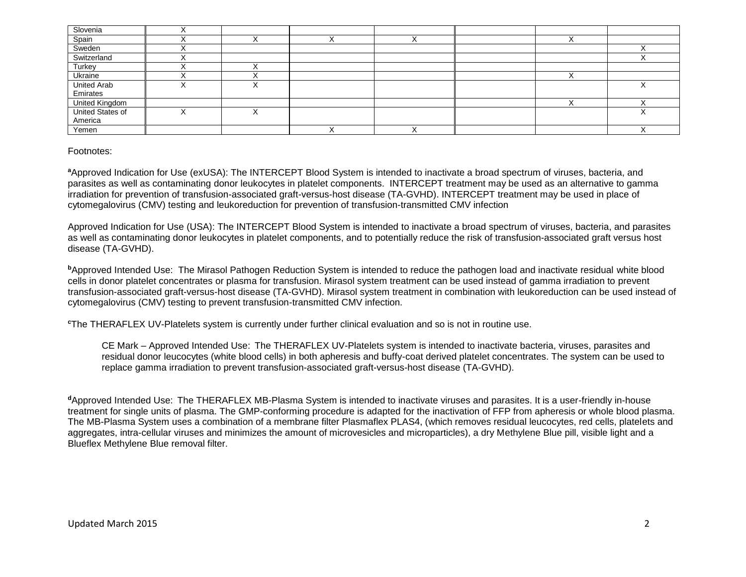| | | | | | | | |
|---|---|---|---|---|---|---|---|
| Slovenia | X | | | | | | |
| Spain | X | X | X | X | | X | |
| Sweden | X | | | | | | X |
| Switzerland | X | | | | | | X |
| Turkey | X | X | | | | | |
| Ukraine | X | X | | | | X | |
| United Arab Emirates | X | X | | | | | X |
| United Kingdom | | | | | | X | X |
| United States of America | X | X | | | | | X |
| Yemen | | | X | X | | | X |

Footnotes:

[a]Approved Indication for Use (exUSA): The INTERCEPT Blood System is intended to inactivate a broad spectrum of viruses, bacteria, and parasites as well as contaminating donor leukocytes in platelet components. INTERCEPT treatment may be used as an alternative to gamma irradiation for prevention of transfusion-associated graft-versus-host disease (TA-GVHD). INTERCEPT treatment may be used in place of cytomegalovirus (CMV) testing and leukoreduction for prevention of transfusion-transmitted CMV infection

Approved Indication for Use (USA): The INTERCEPT Blood System is intended to inactivate a broad spectrum of viruses, bacteria, and parasites as well as contaminating donor leukocytes in platelet components, and to potentially reduce the risk of transfusion-associated graft versus host disease (TA-GVHD).

[b]Approved Intended Use: The Mirasol Pathogen Reduction System is intended to reduce the pathogen load and inactivate residual white blood cells in donor platelet concentrates or plasma for transfusion. Mirasol system treatment can be used instead of gamma irradiation to prevent transfusion-associated graft-versus-host disease (TA-GVHD). Mirasol system treatment in combination with leukoreduction can be used instead of cytomegalovirus (CMV) testing to prevent transfusion-transmitted CMV infection.

[c]The THERAFLEX UV-Platelets system is currently under further clinical evaluation and so is not in routine use.

> CE Mark – Approved Intended Use: The THERAFLEX UV-Platelets system is intended to inactivate bacteria, viruses, parasites and residual donor leucocytes (white blood cells) in both apheresis and buffy-coat derived platelet concentrates. The system can be used to replace gamma irradiation to prevent transfusion-associated graft-versus-host disease (TA-GVHD).

[d]Approved Intended Use: The THERAFLEX MB-Plasma System is intended to inactivate viruses and parasites. It is a user-friendly in-house treatment for single units of plasma. The GMP-conforming procedure is adapted for the inactivation of FFP from apheresis or whole blood plasma. The MB-Plasma System uses a combination of a membrane filter Plasmaflex PLAS4, (which removes residual leucocytes, red cells, platelets and aggregates, intra-cellular viruses and minimizes the amount of microvesicles and microparticles), a dry Methylene Blue pill, visible light and a Blueflex Methylene Blue removal filter.

Updated March 2015